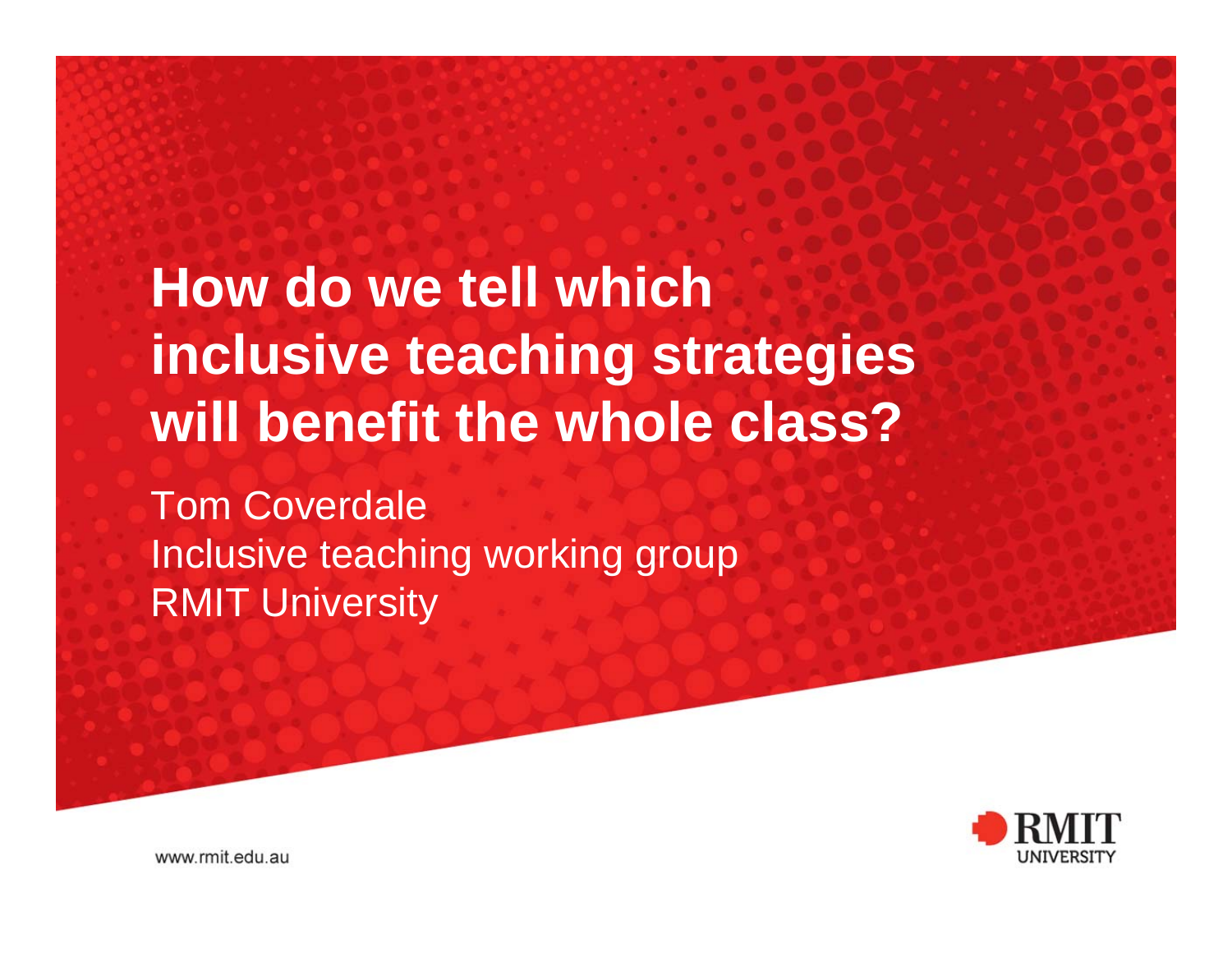# How do we tell which inclusive teaching strategies will benefit the whole class?

Tom Coverdale
Inclusive teaching working group
RMIT University

www.rmit.edu.au

RMIT UNIVERSITY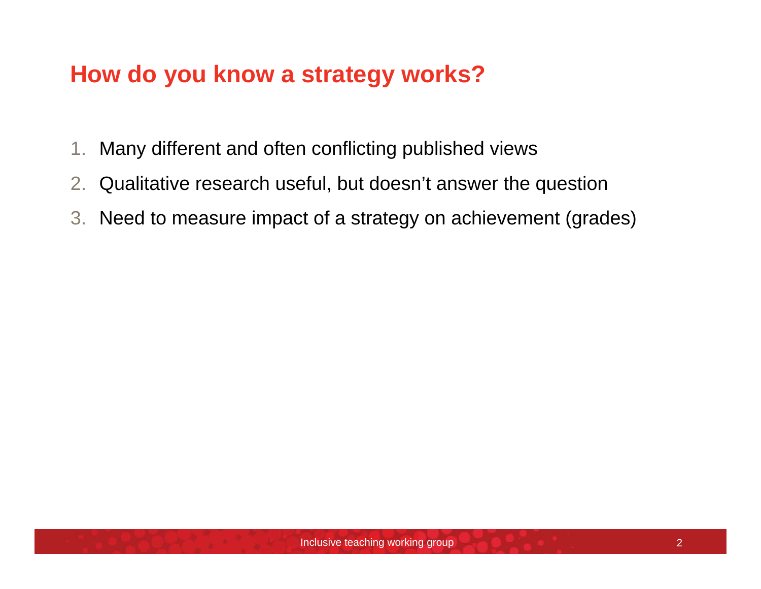# How do you know a strategy works?

1. Many different and often conflicting published views
2. Qualitative research useful, but doesn’t answer the question
3. Need to measure impact of a strategy on achievement (grades)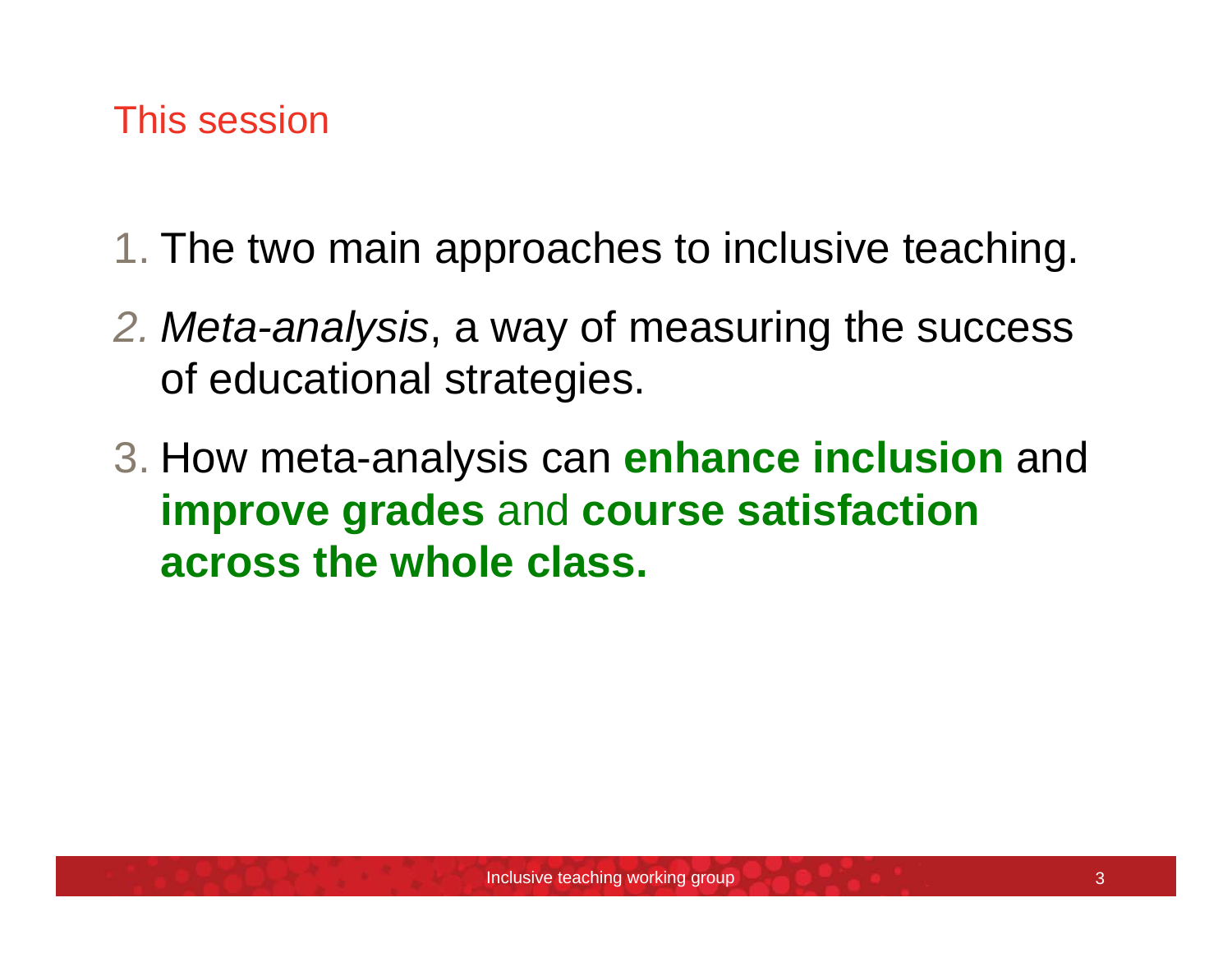# This session

1. The two main approaches to inclusive teaching.
2. *Meta-analysis*, a way of measuring the success of educational strategies.
3. How meta-analysis can **enhance inclusion** and **improve grades** and **course satisfaction across the whole class.**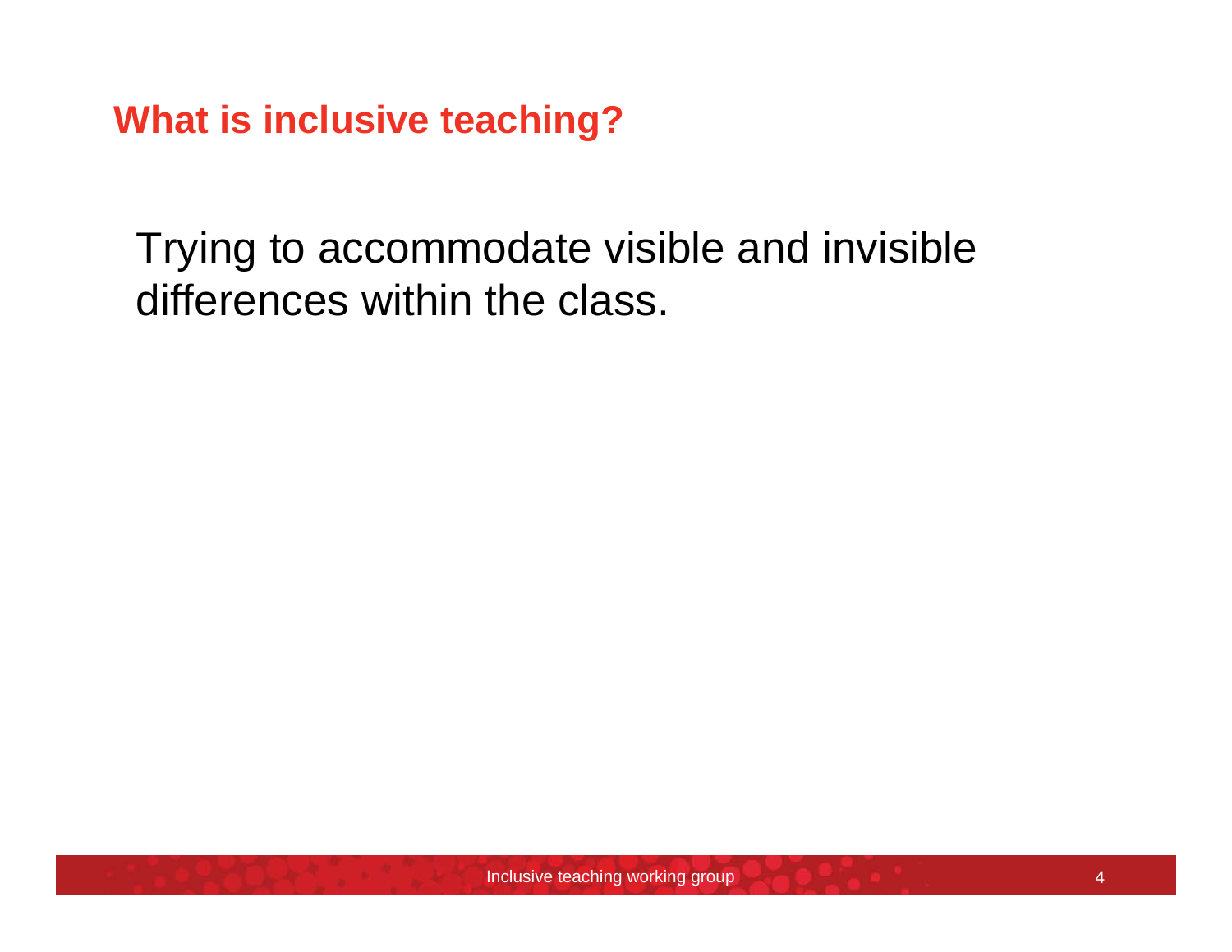## What is inclusive teaching?

Trying to accommodate visible and invisible differences within the class.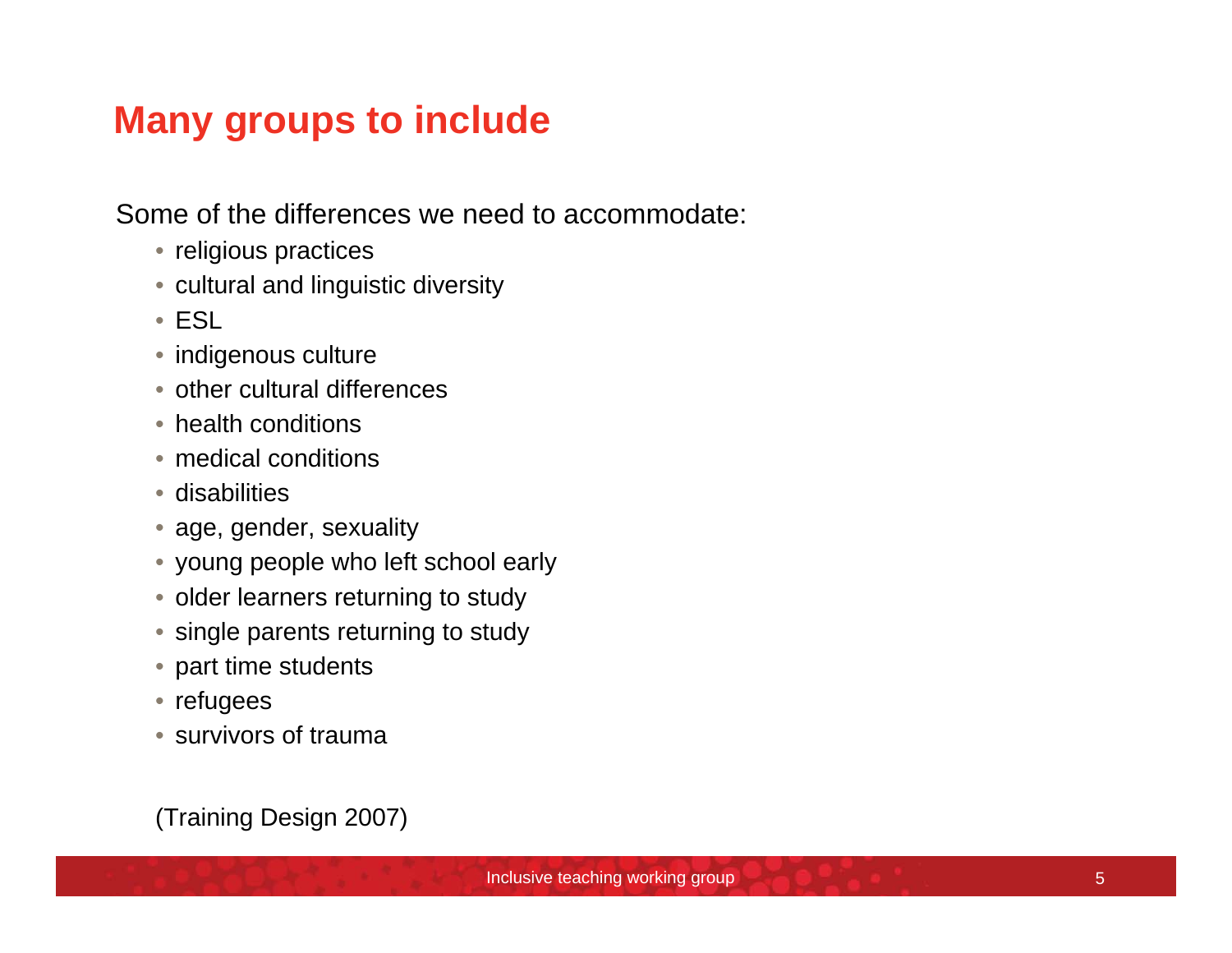# Many groups to include

Some of the differences we need to accommodate:

- religious practices
- cultural and linguistic diversity
- ESL
- indigenous culture
- other cultural differences
- health conditions
- medical conditions
- disabilities
- age, gender, sexuality
- young people who left school early
- older learners returning to study
- single parents returning to study
- part time students
- refugees
- survivors of trauma

(Training Design 2007)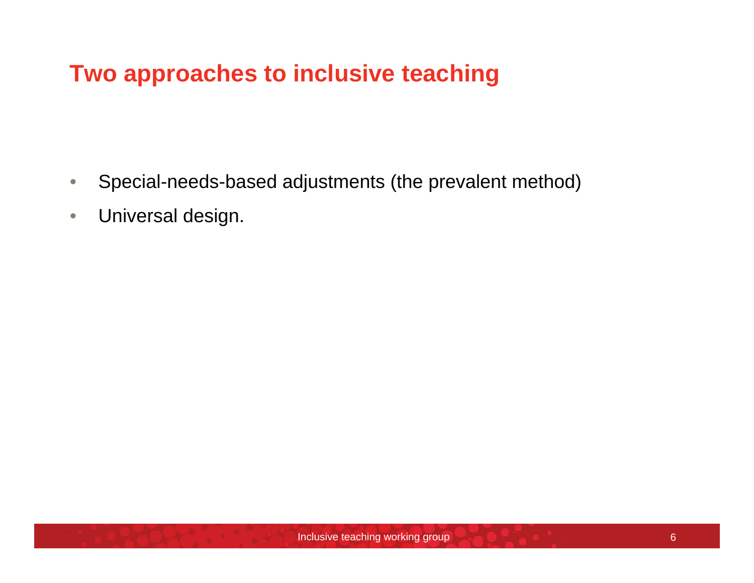# Two approaches to inclusive teaching

- Special-needs-based adjustments (the prevalent method)
- Universal design.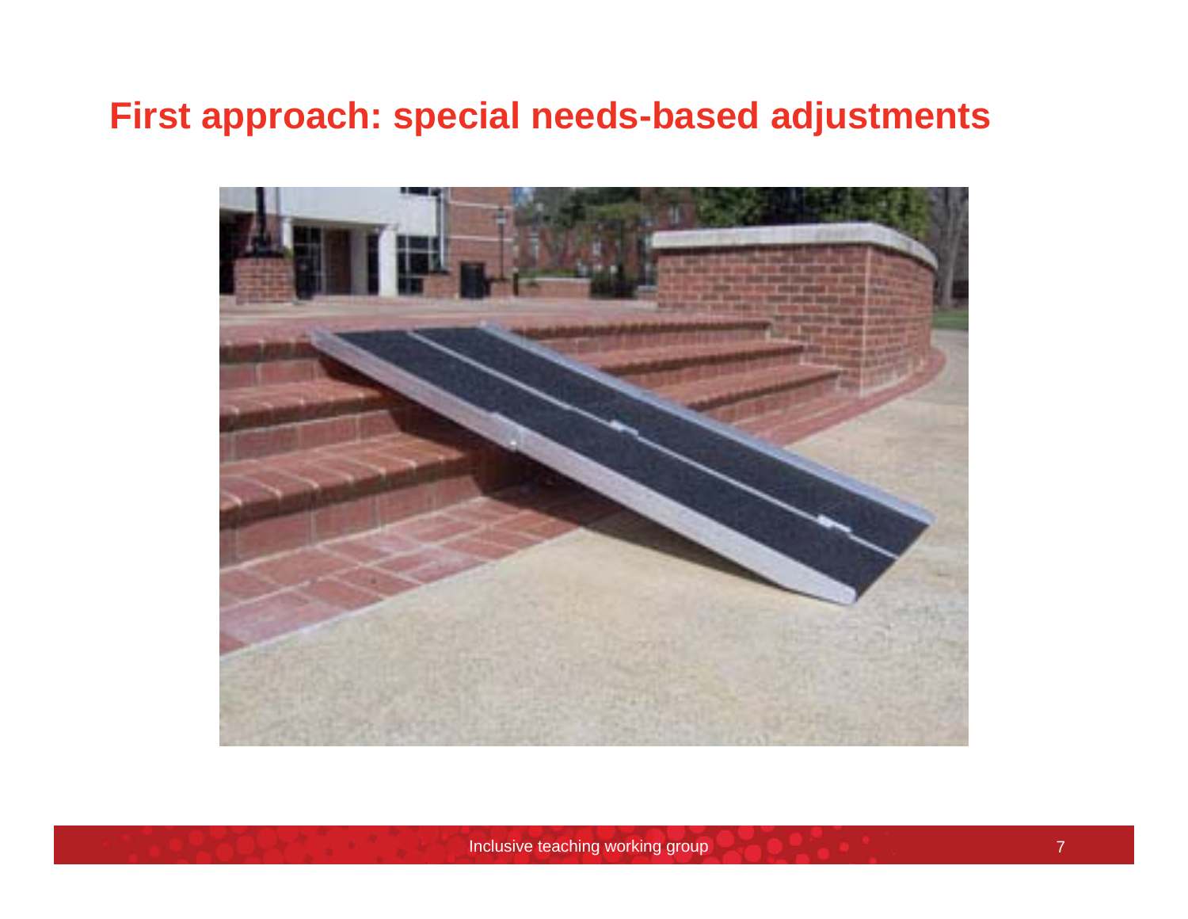# First approach: special needs-based adjustments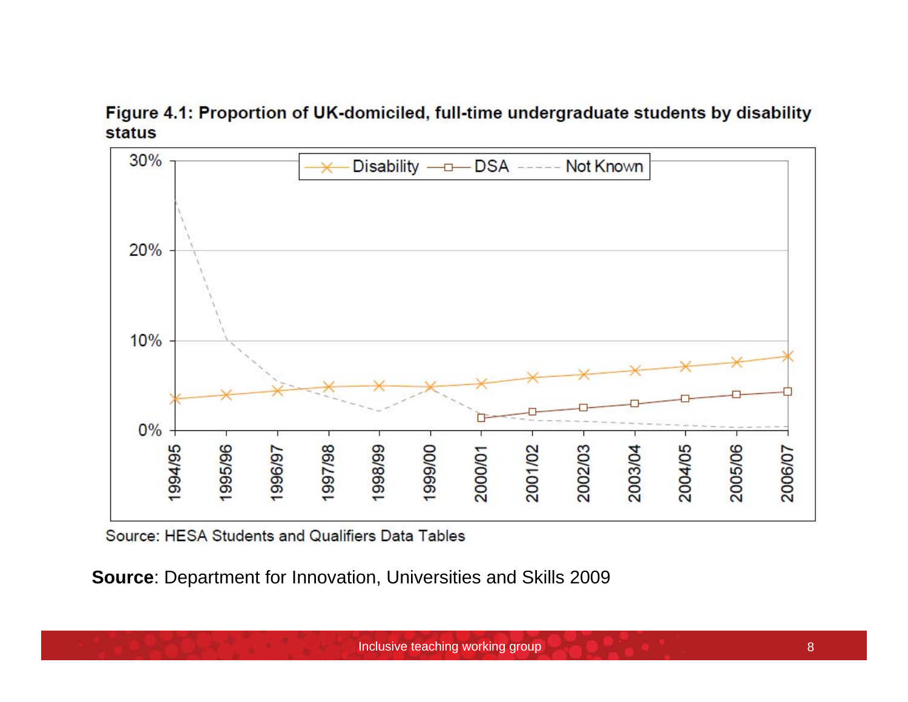**Figure 4.1: Proportion of UK-domiciled, full-time undergraduate students by disability status**

Disability
DSA
Not Known

30%
20%
10%
0%

1994/95
1995/96
1996/97
1997/98
1998/99
1999/00
2000/01
2001/02
2002/03
2003/04
2004/05
2005/06
2006/07

Source: HESA Students and Qualifiers Data Tables

**Source**: Department for Innovation, Universities and Skills 2009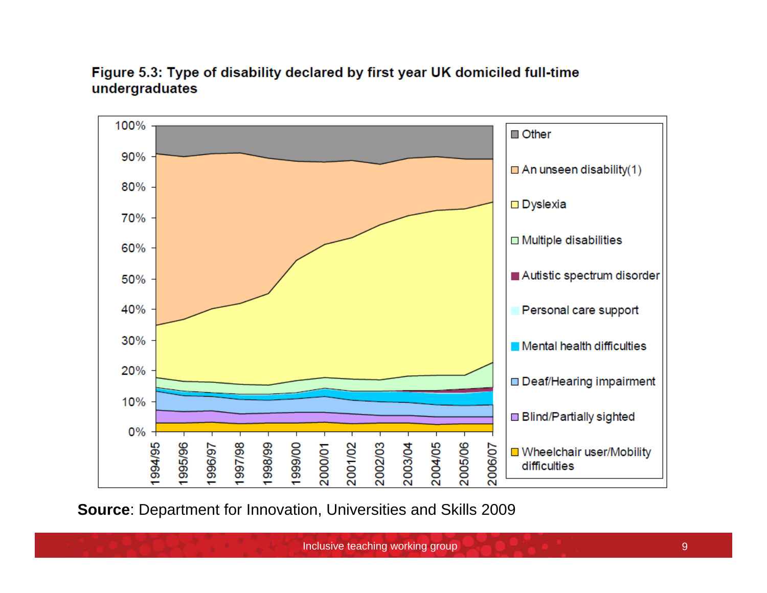**Figure 5.3: Type of disability declared by first year UK domiciled full-time undergraduates**

100%
90%
80%
70%
60%
50%
40%
30%
20%
10%
0%

1994/95
1995/96
1996/97
1997/98
1998/99
1999/00
2000/01
2001/02
2002/03
2003/04
2004/05
2005/06
2006/07

Other
An unseen disability(1)
Dyslexia
Multiple disabilities
Autistic spectrum disorder
Personal care support
Mental health difficulties
Deaf/Hearing impairment
Blind/Partially sighted
Wheelchair user/Mobility difficulties

**Source**: Department for Innovation, Universities and Skills 2009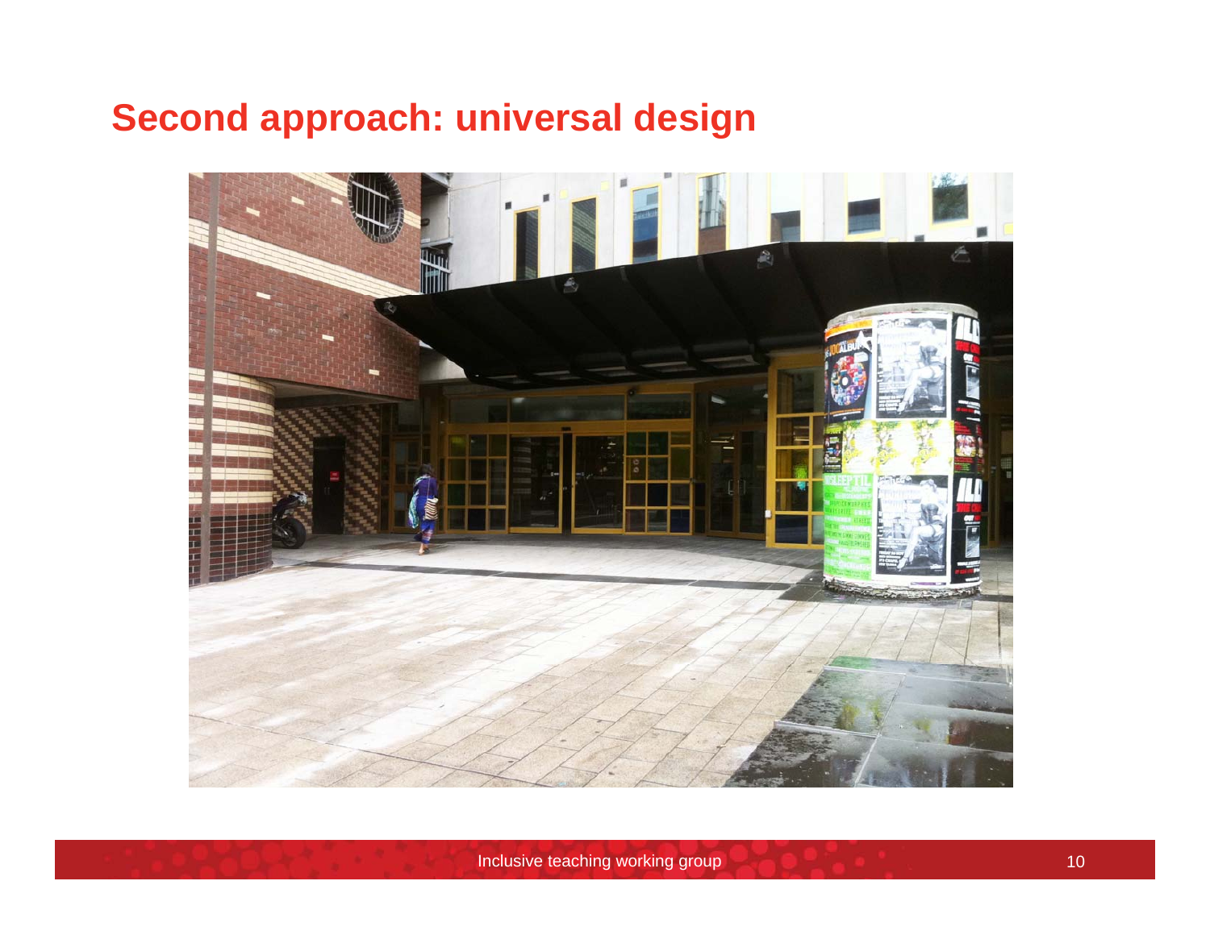## Second approach: universal design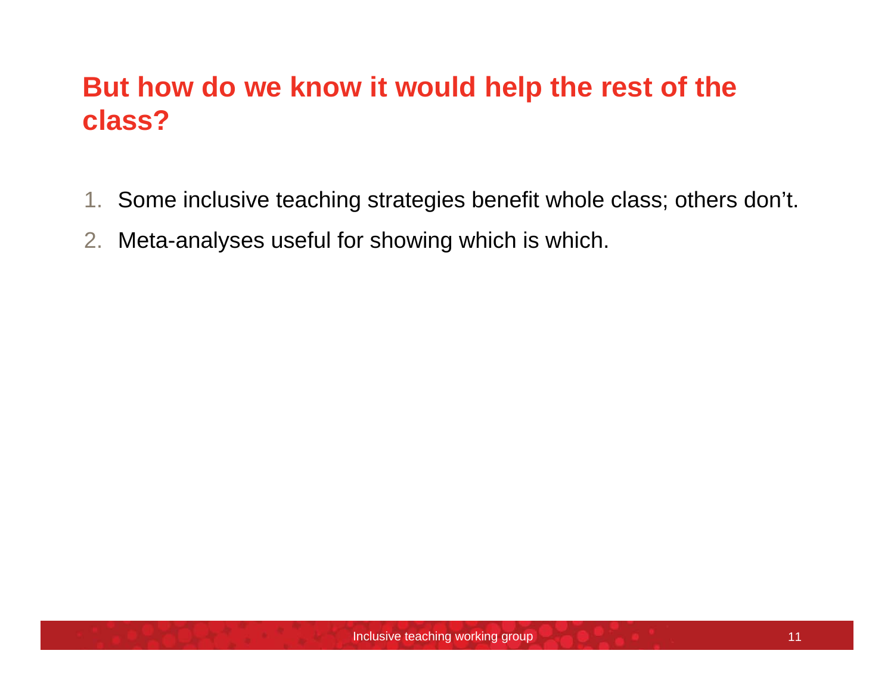# But how do we know it would help the rest of the class?

1. Some inclusive teaching strategies benefit whole class; others don't.
2. Meta-analyses useful for showing which is which.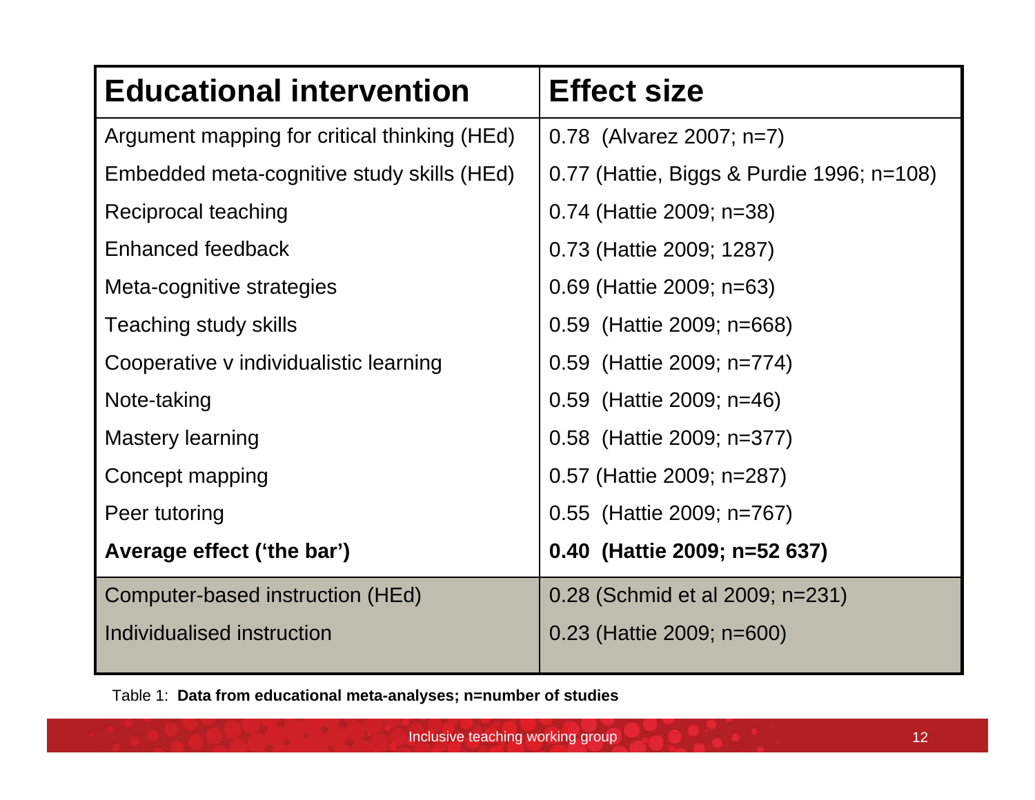| Educational intervention | Effect size |
| --- | --- |
| Argument mapping for critical thinking (HEd) | 0.78 (Alvarez 2007; n=7) |
| Embedded meta-cognitive study skills (HEd) | 0.77 (Hattie, Biggs & Purdie 1996; n=108) |
| Reciprocal teaching | 0.74 (Hattie 2009; n=38) |
| Enhanced feedback | 0.73 (Hattie 2009; 1287) |
| Meta-cognitive strategies | 0.69 (Hattie 2009; n=63) |
| Teaching study skills | 0.59 (Hattie 2009; n=668) |
| Cooperative v individualistic learning | 0.59 (Hattie 2009; n=774) |
| Note-taking | 0.59 (Hattie 2009; n=46) |
| Mastery learning | 0.58 (Hattie 2009; n=377) |
| Concept mapping | 0.57 (Hattie 2009; n=287) |
| Peer tutoring | 0.55 (Hattie 2009; n=767) |
| **Average effect ('the bar')** | **0.40 (Hattie 2009; n=52 637)** |
| Computer-based instruction (HEd) | 0.28 (Schmid et al 2009; n=231) |
| Individualised instruction | 0.23 (Hattie 2009; n=600) |

Table 1: **Data from educational meta-analyses; n=number of studies**

Inclusive teaching working group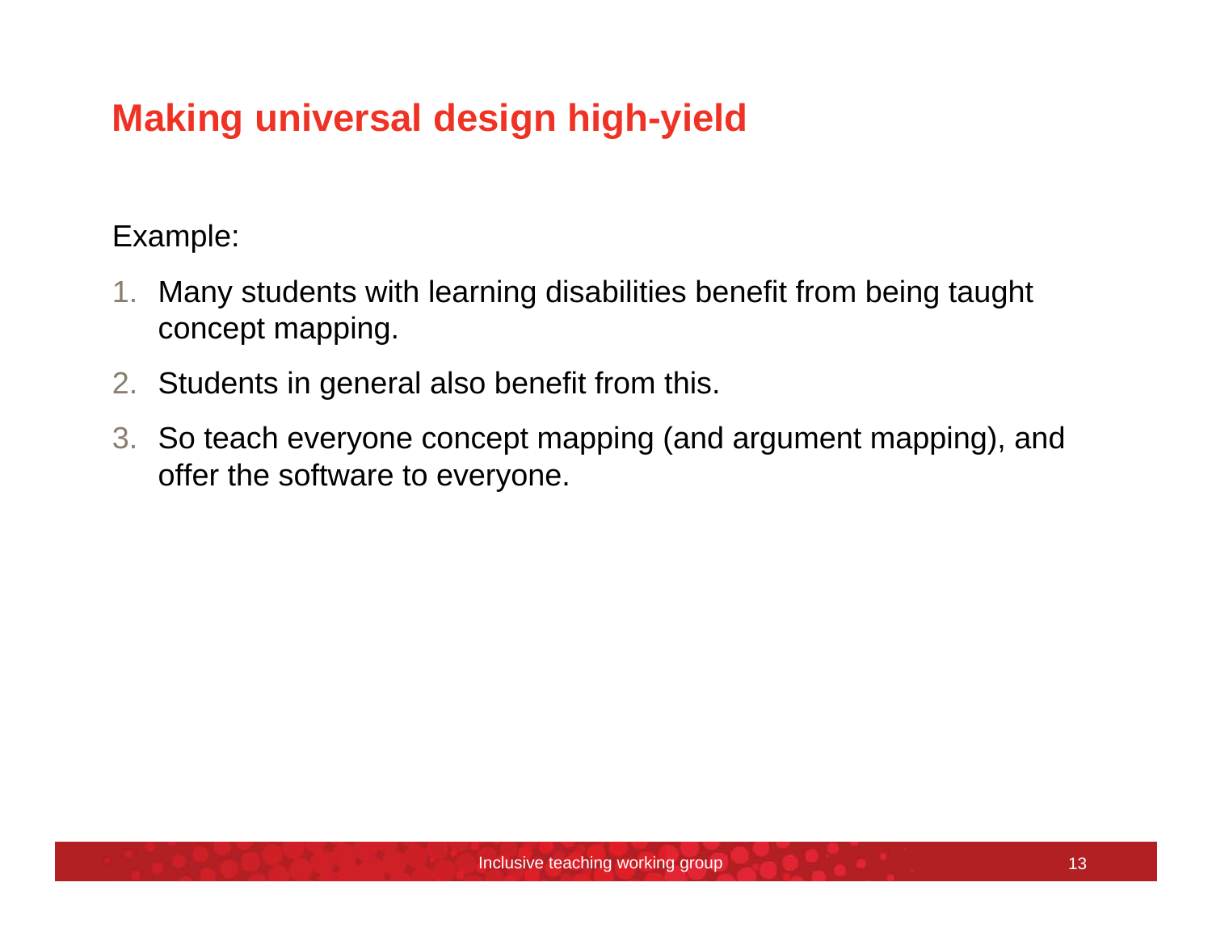# Making universal design high-yield

Example:

1. Many students with learning disabilities benefit from being taught concept mapping.
2. Students in general also benefit from this.
3. So teach everyone concept mapping (and argument mapping), and offer the software to everyone.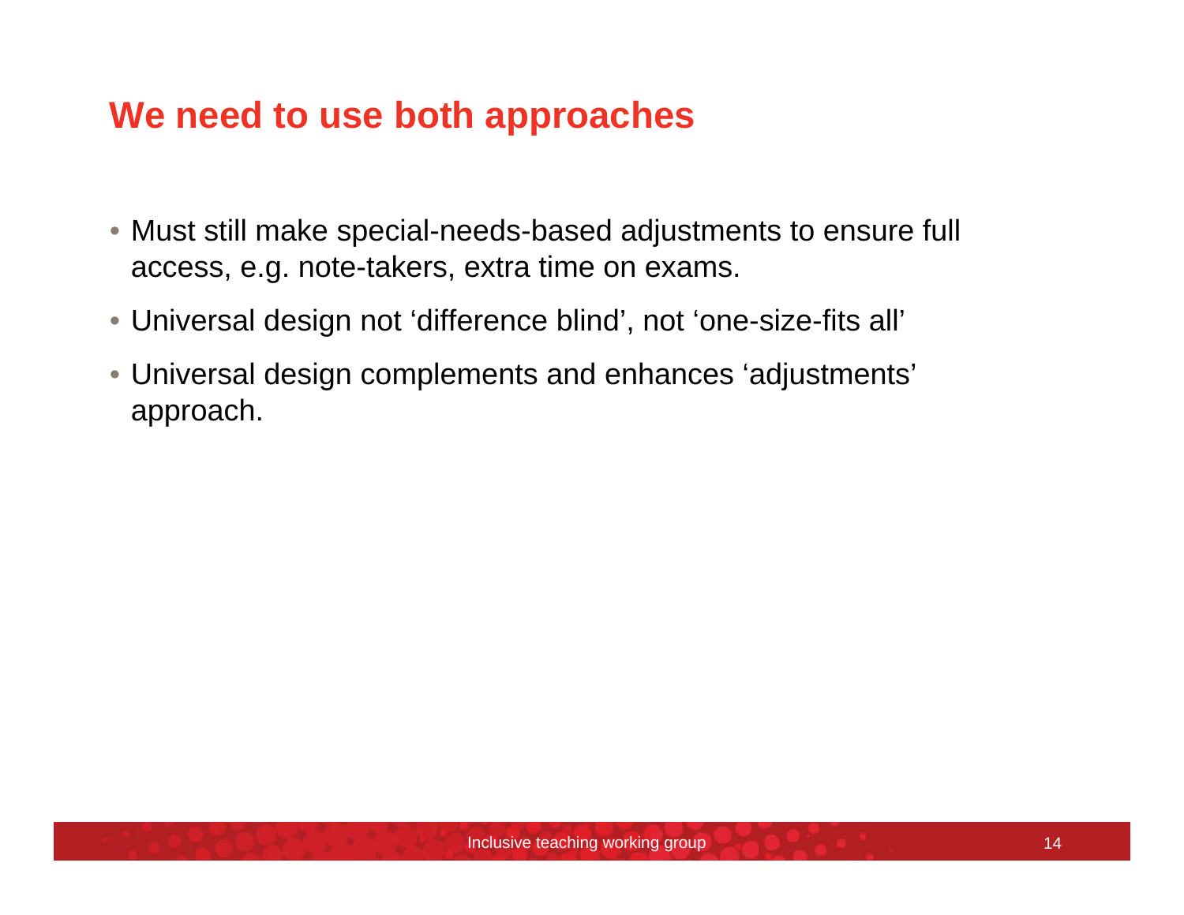## We need to use both approaches

- Must still make special-needs-based adjustments to ensure full access, e.g. note-takers, extra time on exams.
- Universal design not ‘difference blind’, not ‘one-size-fits all’
- Universal design complements and enhances ‘adjustments’ approach.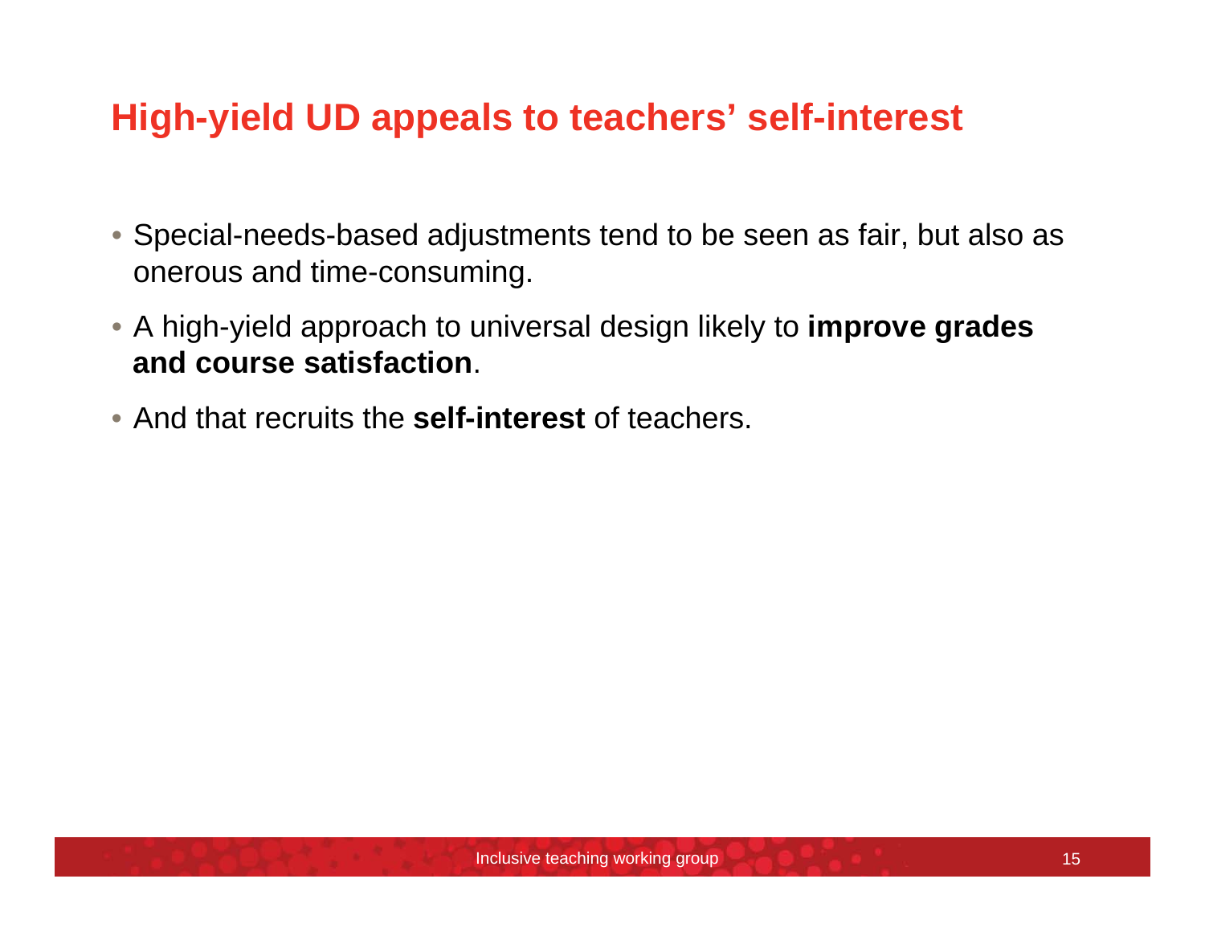# High-yield UD appeals to teachers' self-interest

- Special-needs-based adjustments tend to be seen as fair, but also as onerous and time-consuming.
- A high-yield approach to universal design likely to **improve grades and course satisfaction**.
- And that recruits the **self-interest** of teachers.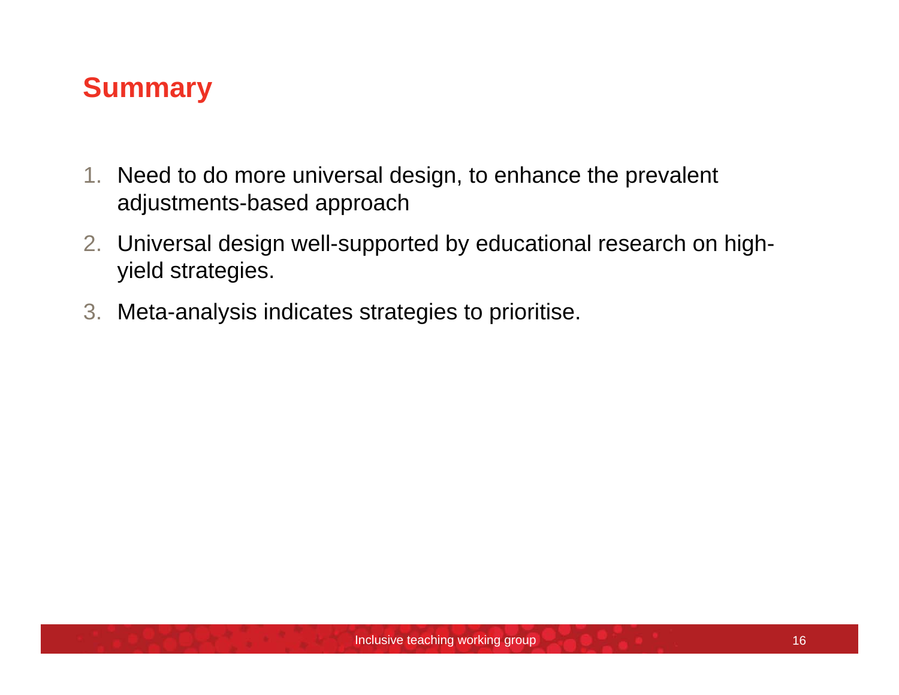# Summary

1. Need to do more universal design, to enhance the prevalent adjustments-based approach
2. Universal design well-supported by educational research on high-yield strategies.
3. Meta-analysis indicates strategies to prioritise.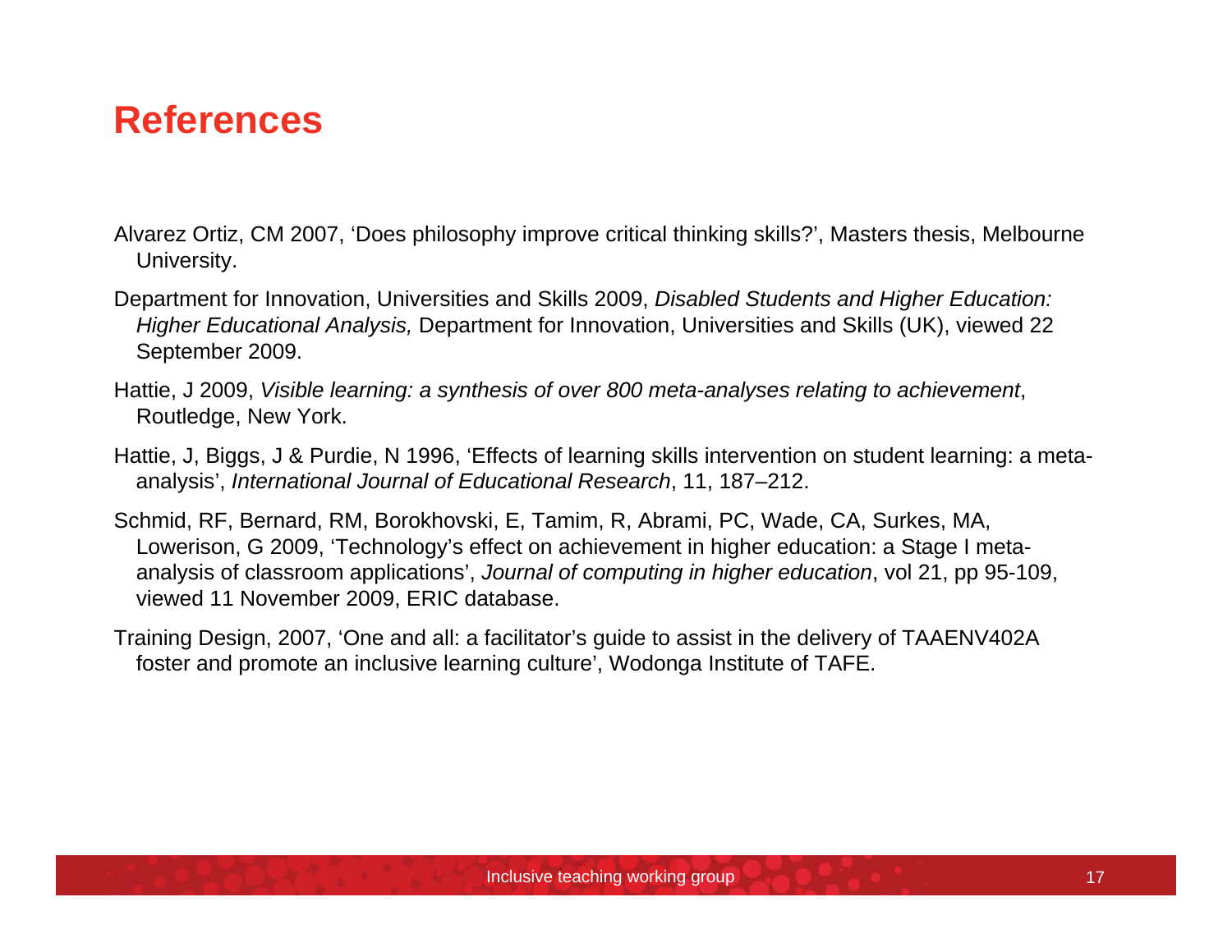# References

Alvarez Ortiz, CM 2007, 'Does philosophy improve critical thinking skills?', Masters thesis, Melbourne University.

Department for Innovation, Universities and Skills 2009, *Disabled Students and Higher Education: Higher Educational Analysis,* Department for Innovation, Universities and Skills (UK), viewed 22 September 2009.

Hattie, J 2009, *Visible learning: a synthesis of over 800 meta-analyses relating to achievement*, Routledge, New York.

Hattie, J, Biggs, J & Purdie, N 1996, 'Effects of learning skills intervention on student learning: a meta-analysis', *International Journal of Educational Research*, 11, 187–212.

Schmid, RF, Bernard, RM, Borokhovski, E, Tamim, R, Abrami, PC, Wade, CA, Surkes, MA, Lowerison, G 2009, 'Technology's effect on achievement in higher education: a Stage I meta-analysis of classroom applications', *Journal of computing in higher education*, vol 21, pp 95-109, viewed 11 November 2009, ERIC database.

Training Design, 2007, 'One and all: a facilitator's guide to assist in the delivery of TAAENV402A foster and promote an inclusive learning culture', Wodonga Institute of TAFE.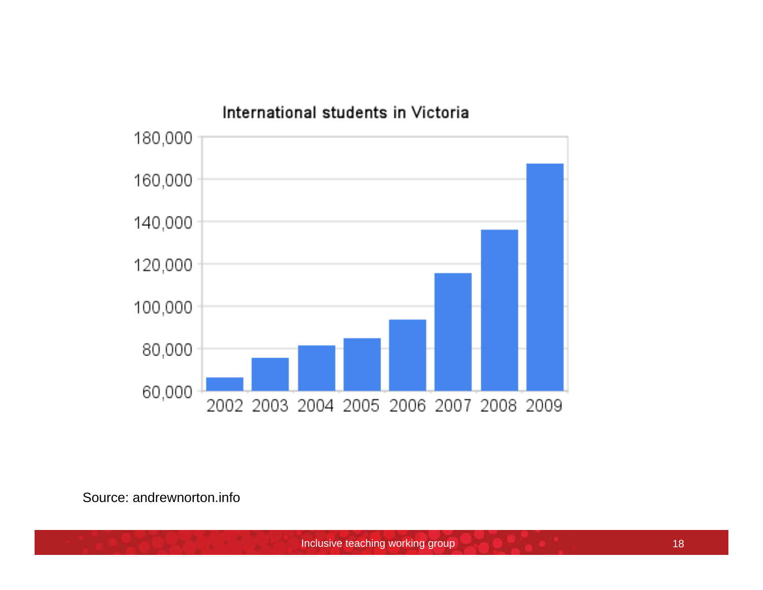International students in Victoria

180,000
160,000
140,000
120,000
100,000
80,000
60,000

2002 2003 2004 2005 2006 2007 2008 2009

Source: andrewnorton.info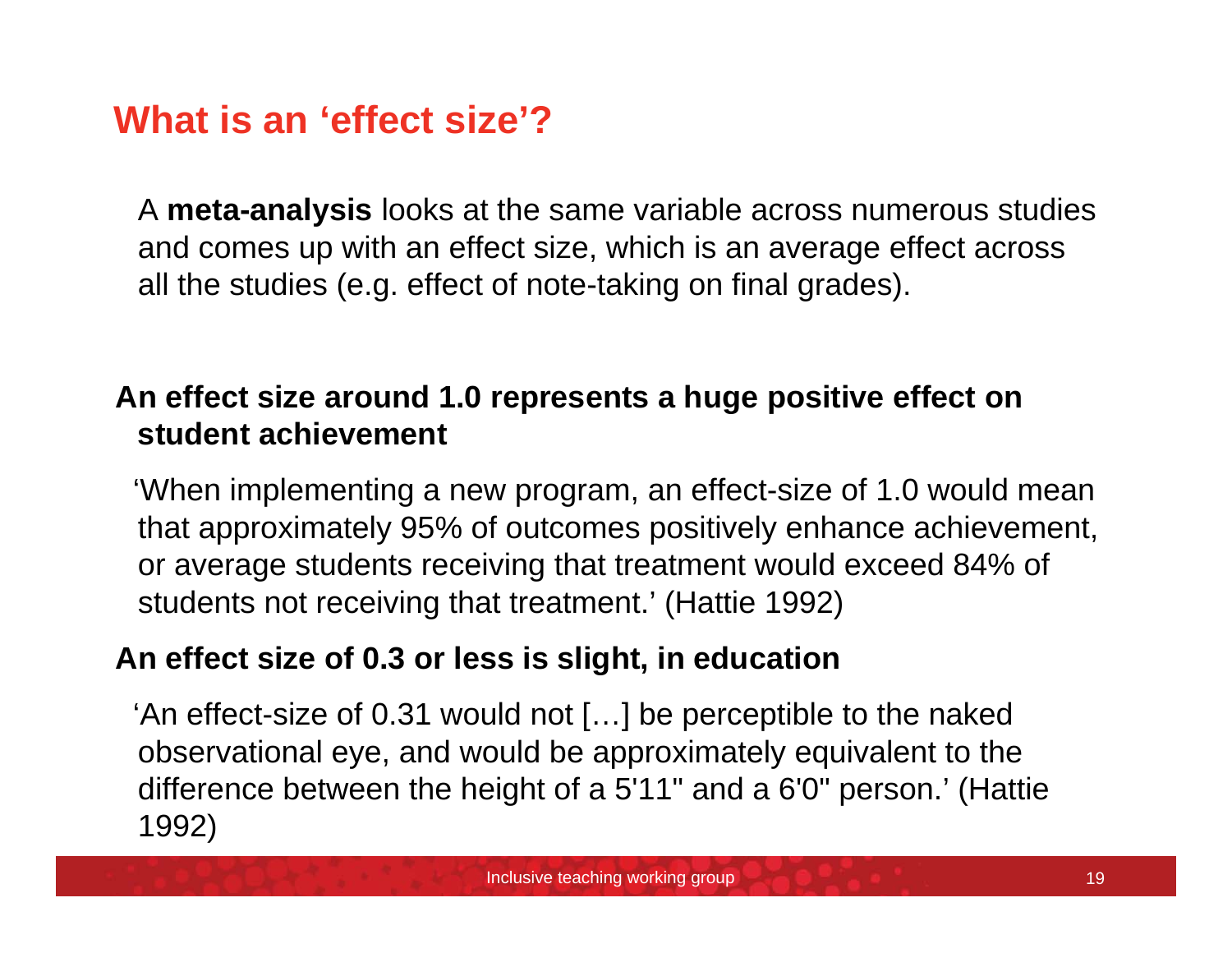# What is an ‘effect size’?

A **meta-analysis** looks at the same variable across numerous studies and comes up with an effect size, which is an average effect across all the studies (e.g. effect of note-taking on final grades).

**An effect size around 1.0 represents a huge positive effect on student achievement**

‘When implementing a new program, an effect-size of 1.0 would mean that approximately 95% of outcomes positively enhance achievement, or average students receiving that treatment would exceed 84% of students not receiving that treatment.’ (Hattie 1992)

**An effect size of 0.3 or less is slight, in education**

‘An effect-size of 0.31 would not […] be perceptible to the naked observational eye, and would be approximately equivalent to the difference between the height of a 5'11" and a 6'0" person.’ (Hattie 1992)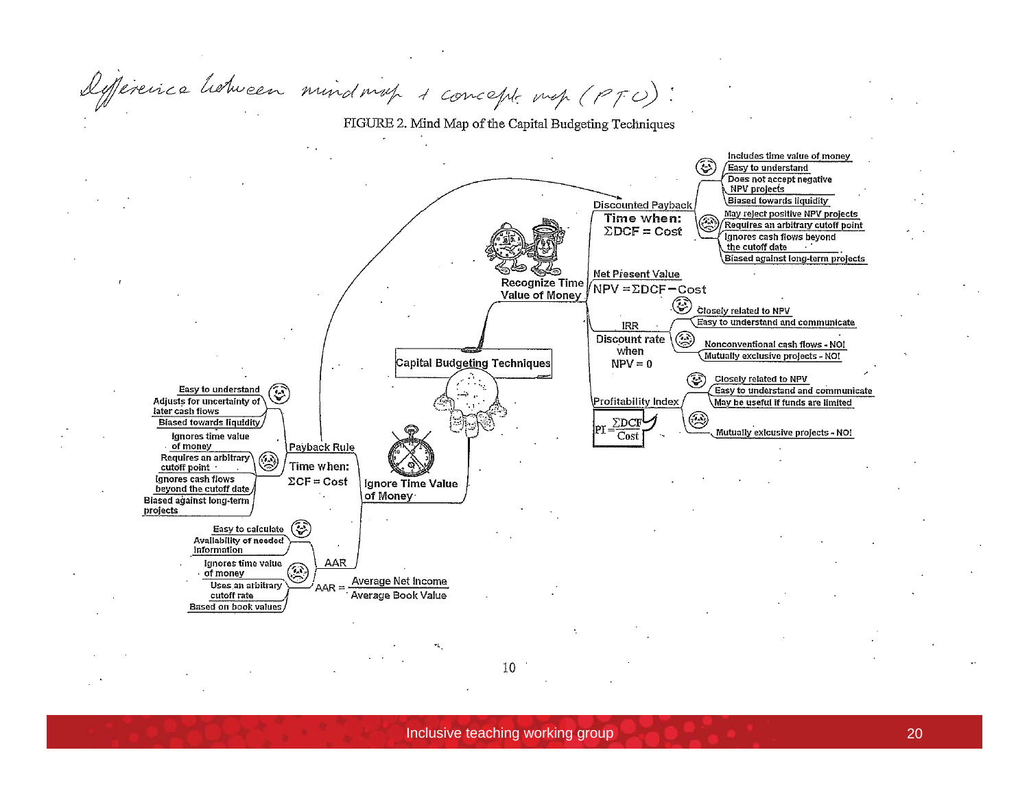Difference between mind map + concept map (PTO):

FIGURE 2. Mind Map of the Capital Budgeting Techniques

Capital Budgeting Techniques

Recognize Time Value of Money

Discounted Payback

Time when: $\Sigma DCF = Cost$

- Includes time value of money
- Easy to understand
- Does not accept negative NPV projects
- Biased towards liquidity
- May reject positive NPV projects
- Requires an arbitrary cutoff point
- Ignores cash flows beyond the cutoff date
- Biased against long-term projects

Net Present Value

$NPV = \Sigma DCF - Cost$

IRR

Discount rate when NPV = 0

- Closely related to NPV
- Easy to understand and communicate
- Nonconventional cash flows - NO!
- Mutually exclusive projects - NO!

Profitability Index

$PI = \frac{\Sigma DCF}{Cost}$

- Closely related to NPV
- Easy to understand and communicate
- May be useful if funds are limited
- Mutually exclusive projects - NO!

Ignore Time Value of Money

Payback Rule

Time when: $\Sigma CF = Cost$

- Easy to understand
- Adjusts for uncertainty of later cash flows
- Biased towards liquidity
- Ignores time value of money
- Requires an arbitrary cutoff point
- Ignores cash flows beyond the cutoff date
- Biased against long-term projects

AAR

$AAR = \frac{\text{Average Net Income}}{\text{Average Book Value}}$

- Easy to calculate
- Availability of needed information
- Ignores time value of money
- Uses an arbitrary cutoff rate
- Based on book values

10

Inclusive teaching working group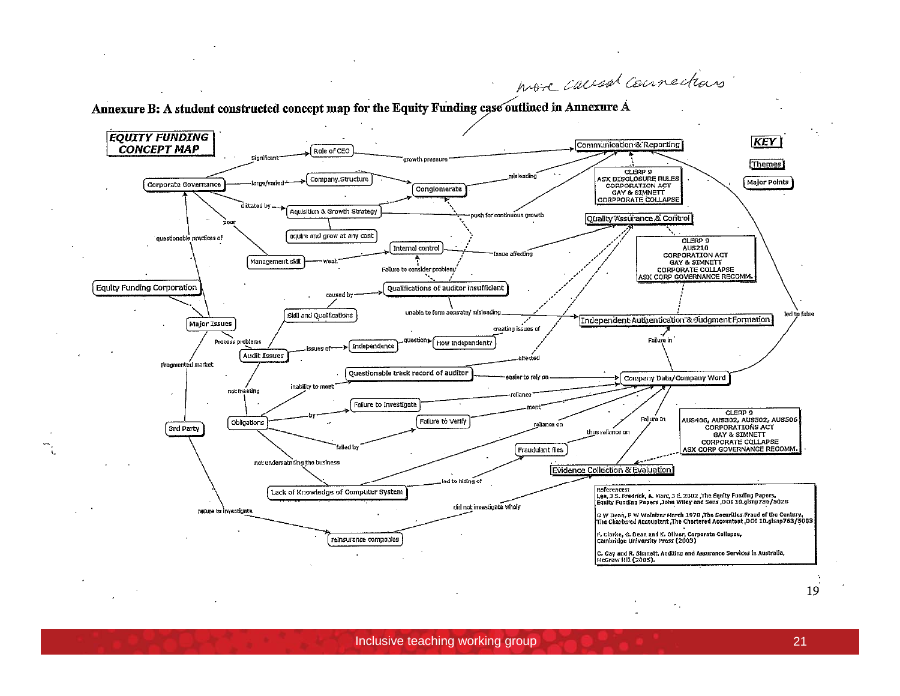*more causal connections*

**Annexure B: A student constructed concept map for the Equity Funding case outlined in Annexure A**

EQUITY FUNDING CONCEPT MAP

KEY
Themes
Major Points

Corporate Governance
Significant
Role of CEO
growth pressure
Communication & Reporting
large/varied
Company Structure
Conglomerate
misleading
dictated by
Aquisition & Growth Strategy
push for continuous growth
poor
acquire and grow at any cost
questionable practices of
Internal control
Issue affecting
Management skill
weak
Failure to consider problem
Equity Funding Corporation
caused by
Qualifications of auditor insufficient
Major Issues
Skill and Qualifications
unable to form accurate/ misleading
Independent Authentication & Judgment Formation
led to false
creating issues of
Process problems
question
How independent?
issues of
Independence
Audit Issues
Failure in
Fragmented market
affected
Questionable track record of auditor
easier to rely on
Company Data/Company Word
not meeting
inability to meet
reliance
Failure to Investigate
ment
by
3rd Party
Obligations
Failure to Verify
reliance on
Failure in
thus reliance on
failed by
Fraudulant files
not understanding the business
Evidence Collection & Evaluation
led to hiding of
Lack of Knowledge of Computer System
did not investigate wholy
failure to investigate
reinsurance companies

CLERP 9
ASX DISCLOSURE RULES
CORPORATION ACT
GAY & SIMNETT
CORPPORATE COLLAPSE

Quality Assurance & Control

CLERP 9
AUS210
CORPORATION ACT
GAY & SIMNETT
CORPORATE COLLAPSE
ASX CORP GOVERNANCE RECOMM.

CLERP 9
AUS406, AUS302, AUS502, AUS506
CORPORATIONS ACT
GAY & SIMNETT
CORPORATE COLLAPSE
ASX CORP GOVERNANCE RECOMM.

References:
Lee, J S. Fredrick, A. Marc, J E. 2002 ,The Equity Funding Papers, Equity Funding Papers ,John Wiley and Sons ,DOI 10.glsnp736/5028

G W Dean, P W Wolnizer March 1970 ,The Securities Fraud of the Century, The Chartered Accountant ,The Chartered Accountant ,DOI 10.glsnp763/5003

F, Clarke, G. Dean and K. Oliver, Corporate Collapse, Cambridge University Press (2003)

C. Gay and R. Simnett, Auditing and Assurance Services in Australia, McGraw Hill (2005).

Inclusive teaching working group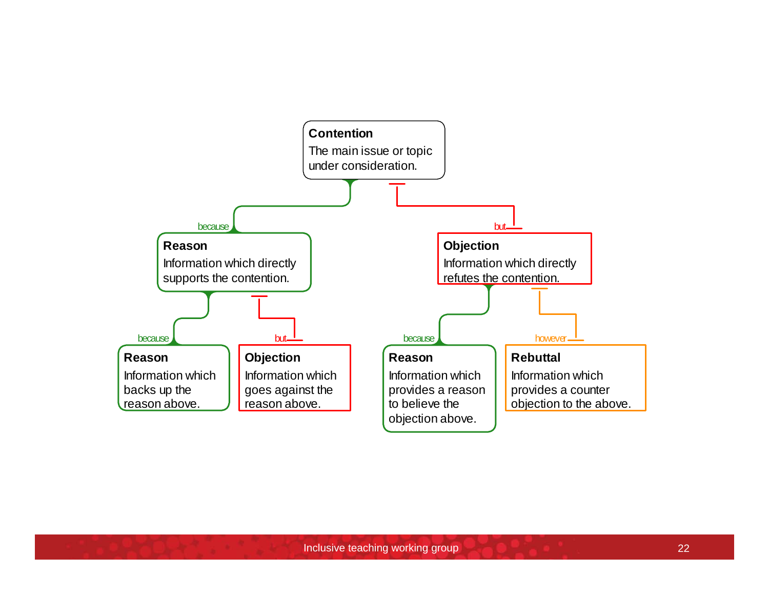**Contention**
The main issue or topic under consideration.

because

**Reason**
Information which directly supports the contention.

but

**Objection**
Information which directly refutes the contention.

because

**Reason**
Information which backs up the reason above.

but

**Objection**
Information which goes against the reason above.

because

**Reason**
Information which provides a reason to believe the objection above.

however

**Rebuttal**
Information which provides a counter objection to the above.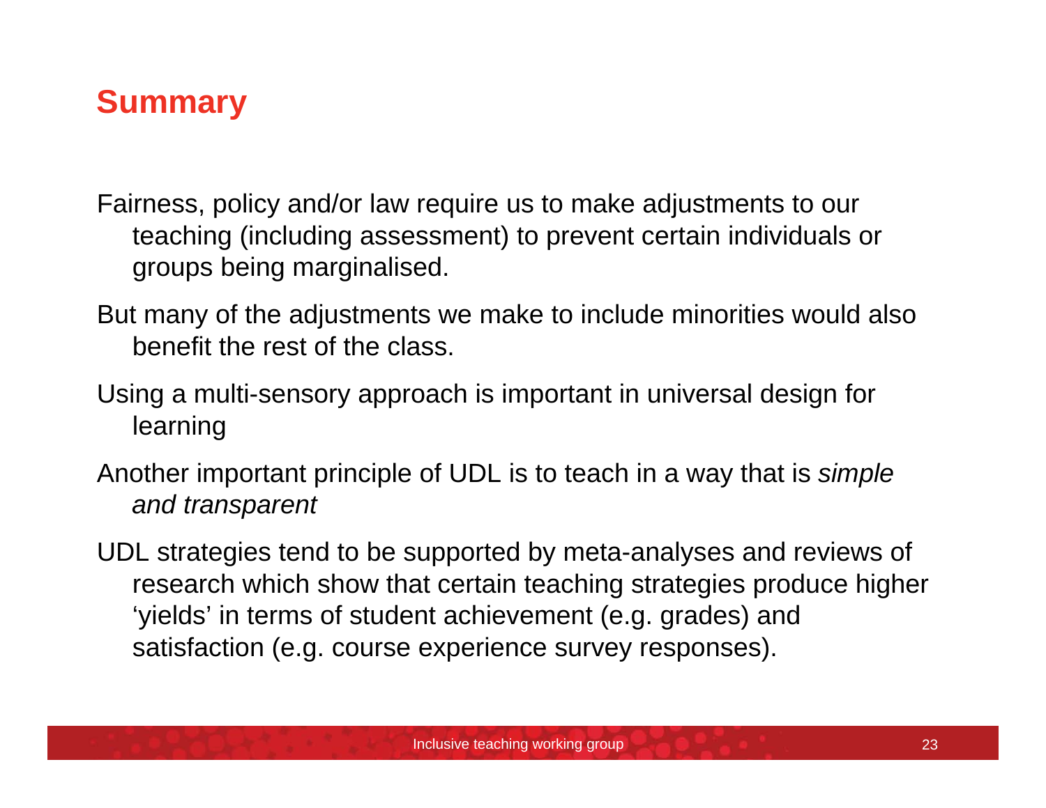# Summary

Fairness, policy and/or law require us to make adjustments to our teaching (including assessment) to prevent certain individuals or groups being marginalised.

But many of the adjustments we make to include minorities would also benefit the rest of the class.

Using a multi-sensory approach is important in universal design for learning

Another important principle of UDL is to teach in a way that is *simple and transparent*

UDL strategies tend to be supported by meta-analyses and reviews of research which show that certain teaching strategies produce higher 'yields' in terms of student achievement (e.g. grades) and satisfaction (e.g. course experience survey responses).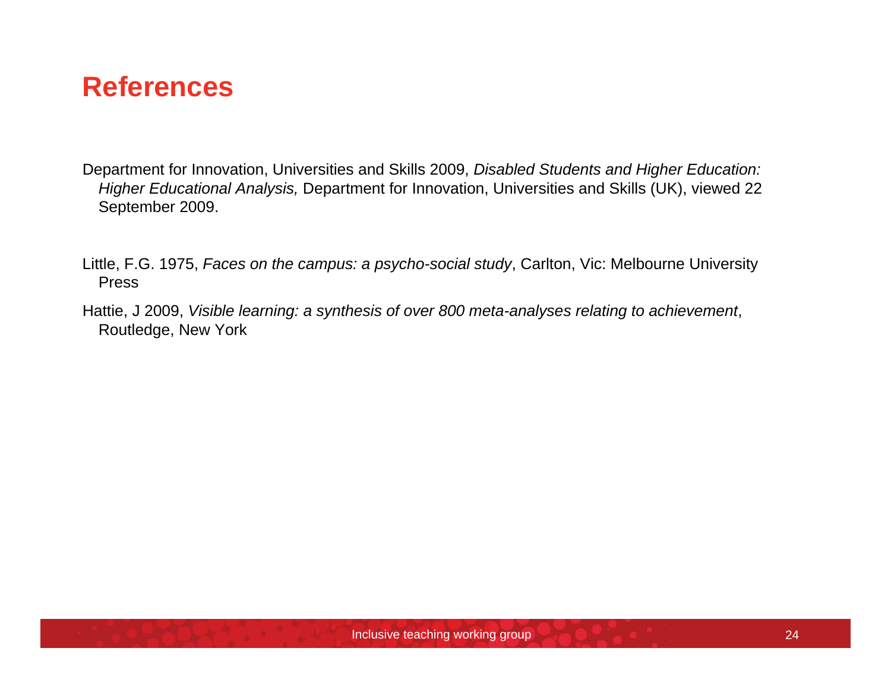# References

Department for Innovation, Universities and Skills 2009, *Disabled Students and Higher Education: Higher Educational Analysis,* Department for Innovation, Universities and Skills (UK), viewed 22 September 2009.

Little, F.G. 1975, *Faces on the campus: a psycho-social study*, Carlton, Vic: Melbourne University Press

Hattie, J 2009, *Visible learning: a synthesis of over 800 meta-analyses relating to achievement*, Routledge, New York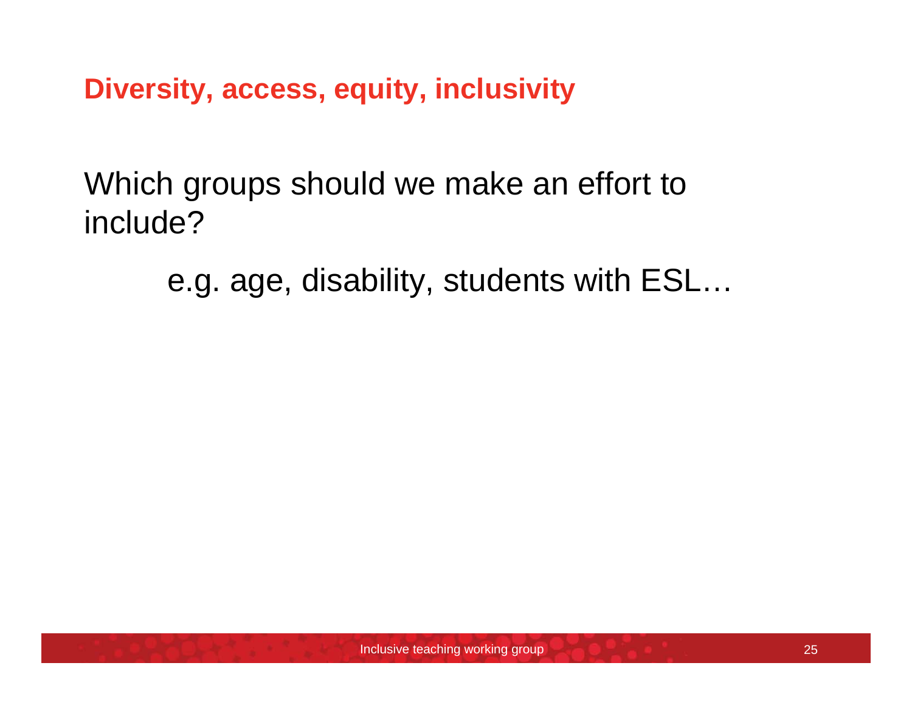## Diversity, access, equity, inclusivity

Which groups should we make an effort to include?

e.g. age, disability, students with ESL…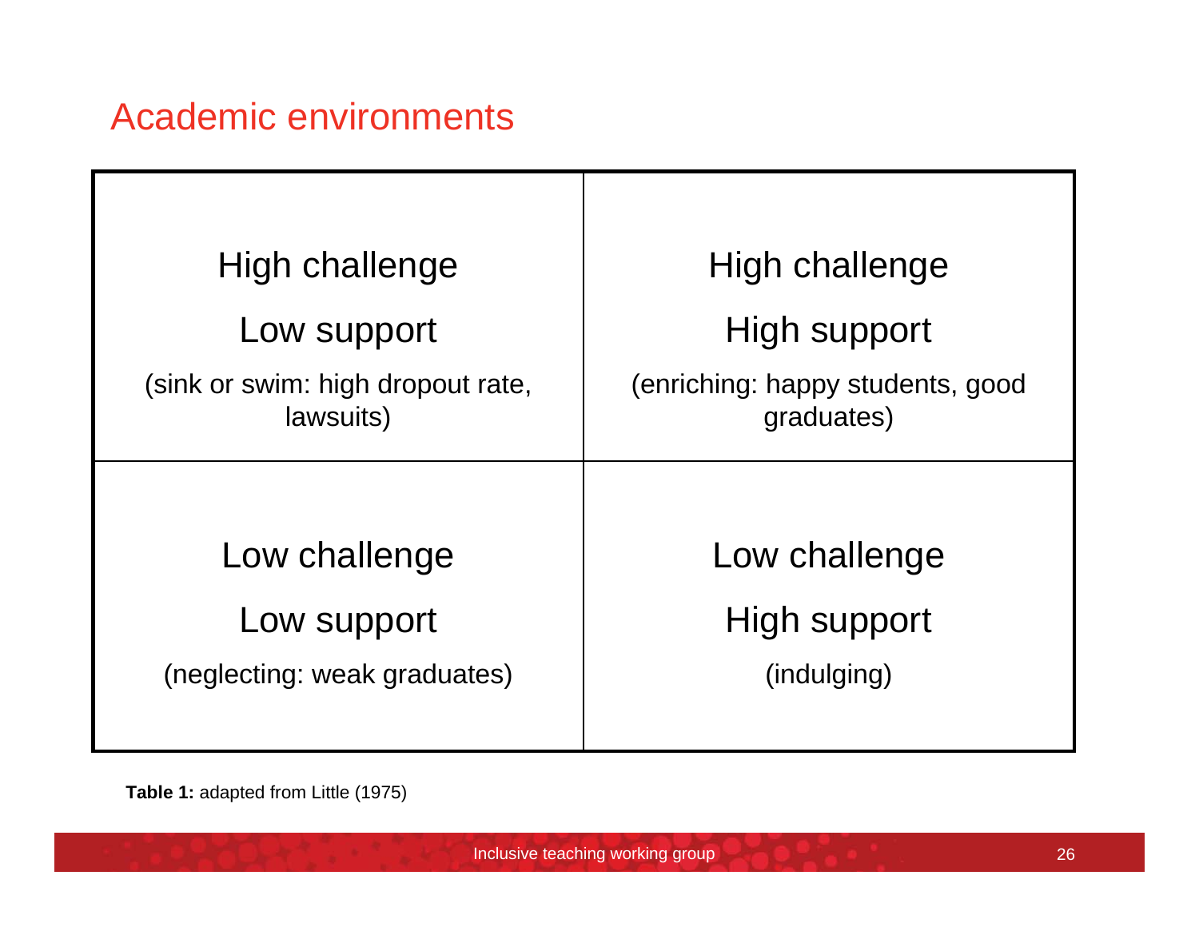## Academic environments

| | |
|---|---|
| High challenge<br>Low support<br>(sink or swim: high dropout rate, lawsuits) | High challenge<br>High support<br>(enriching: happy students, good graduates) |
| Low challenge<br>Low support<br>(neglecting: weak graduates) | Low challenge<br>High support<br>(indulging) |

**Table 1:** adapted from Little (1975)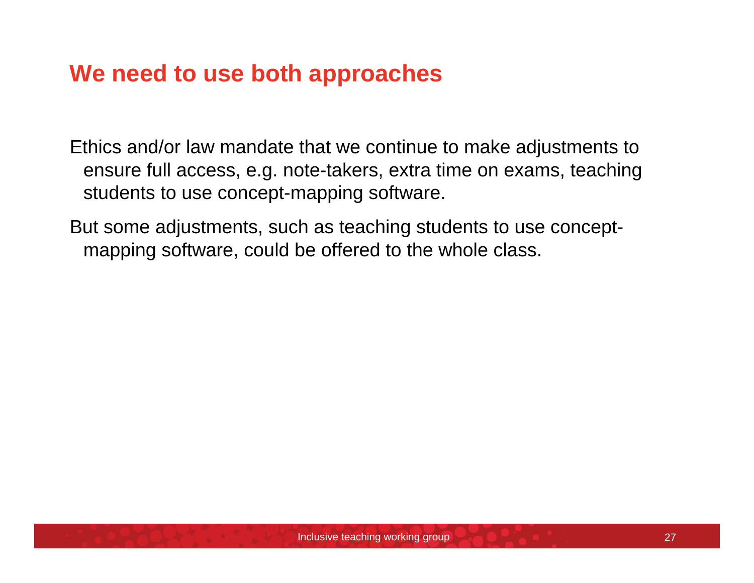## We need to use both approaches

Ethics and/or law mandate that we continue to make adjustments to ensure full access, e.g. note-takers, extra time on exams, teaching students to use concept-mapping software.

But some adjustments, such as teaching students to use concept-mapping software, could be offered to the whole class.